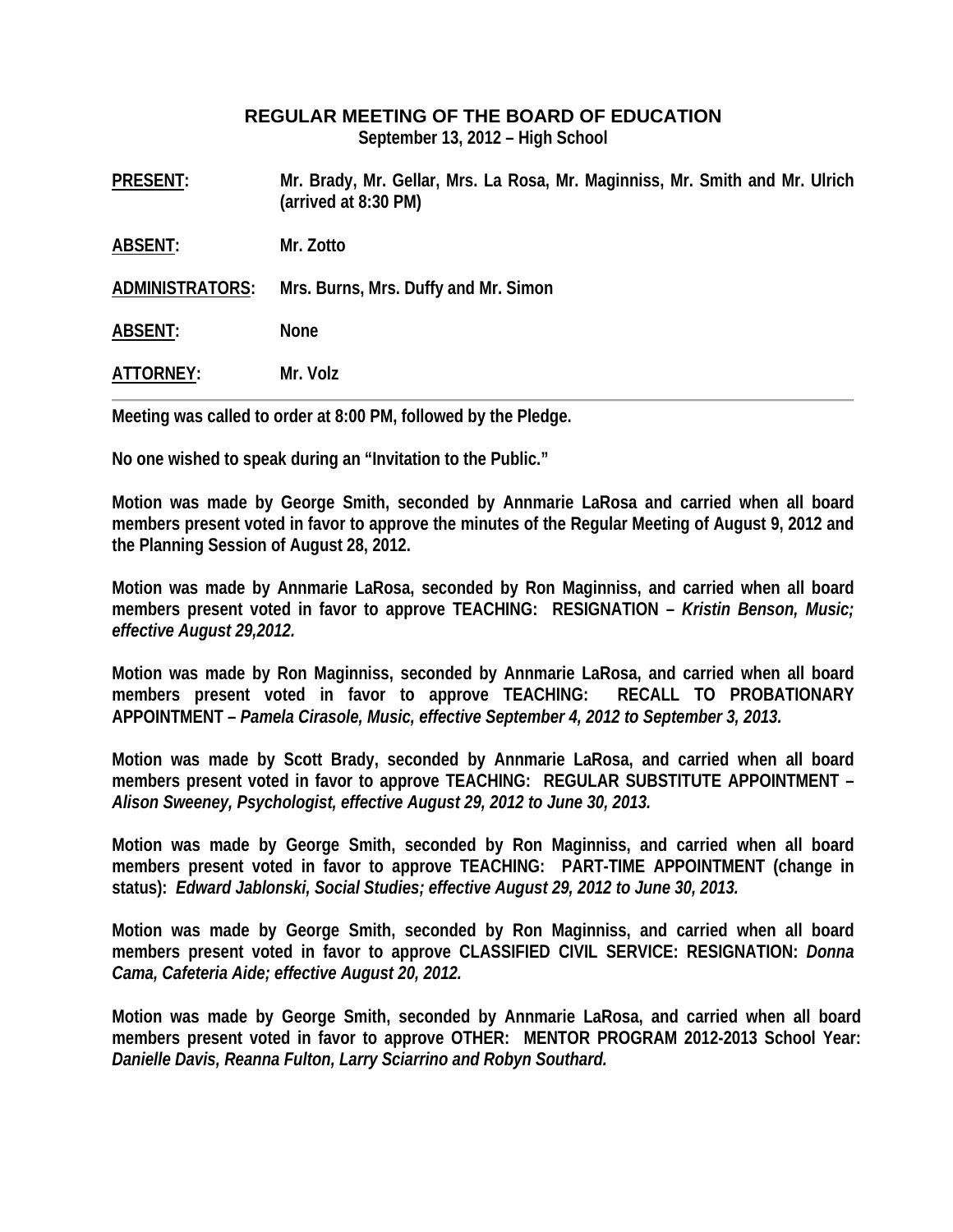# REGULAR MEETING OF THE BOARD OF EDUCATION

**September 13, 2012 – High School**

**PRESENT:** Mr. Brady, Mr. Gellar, Mrs. La Rosa, Mr. Maginniss, Mr. Smith and Mr. Ulrich (arrived at 8:30 PM)

**ABSENT:** Mr. Zotto

**ADMINISTRATORS:** Mrs. Burns, Mrs. Duffy and Mr. Simon

**ABSENT:** None

**ATTORNEY:** Mr. Volz

---

**Meeting was called to order at 8:00 PM, followed by the Pledge.**

**No one wished to speak during an "Invitation to the Public."**

**Motion was made by George Smith, seconded by Annmarie LaRosa and carried when all board members present voted in favor to approve the minutes of the Regular Meeting of August 9, 2012 and the Planning Session of August 28, 2012.**

**Motion was made by Annmarie LaRosa, seconded by Ron Maginniss, and carried when all board members present voted in favor to approve TEACHING: RESIGNATION –** ***Kristin Benson, Music; effective August 29,2012.***

**Motion was made by Ron Maginniss, seconded by Annmarie LaRosa, and carried when all board members present voted in favor to approve TEACHING: RECALL TO PROBATIONARY APPOINTMENT –** ***Pamela Cirasole, Music, effective September 4, 2012 to September 3, 2013.***

**Motion was made by Scott Brady, seconded by Annmarie LaRosa, and carried when all board members present voted in favor to approve TEACHING: REGULAR SUBSTITUTE APPOINTMENT –** ***Alison Sweeney, Psychologist, effective August 29, 2012 to June 30, 2013.***

**Motion was made by George Smith, seconded by Ron Maginniss, and carried when all board members present voted in favor to approve TEACHING: PART-TIME APPOINTMENT (change in status):** ***Edward Jablonski, Social Studies; effective August 29, 2012 to June 30, 2013.***

**Motion was made by George Smith, seconded by Ron Maginniss, and carried when all board members present voted in favor to approve CLASSIFIED CIVIL SERVICE: RESIGNATION:** ***Donna Cama, Cafeteria Aide; effective August 20, 2012.***

**Motion was made by George Smith, seconded by Annmarie LaRosa, and carried when all board members present voted in favor to approve OTHER: MENTOR PROGRAM 2012-2013 School Year:** ***Danielle Davis, Reanna Fulton, Larry Sciarrino and Robyn Southard.***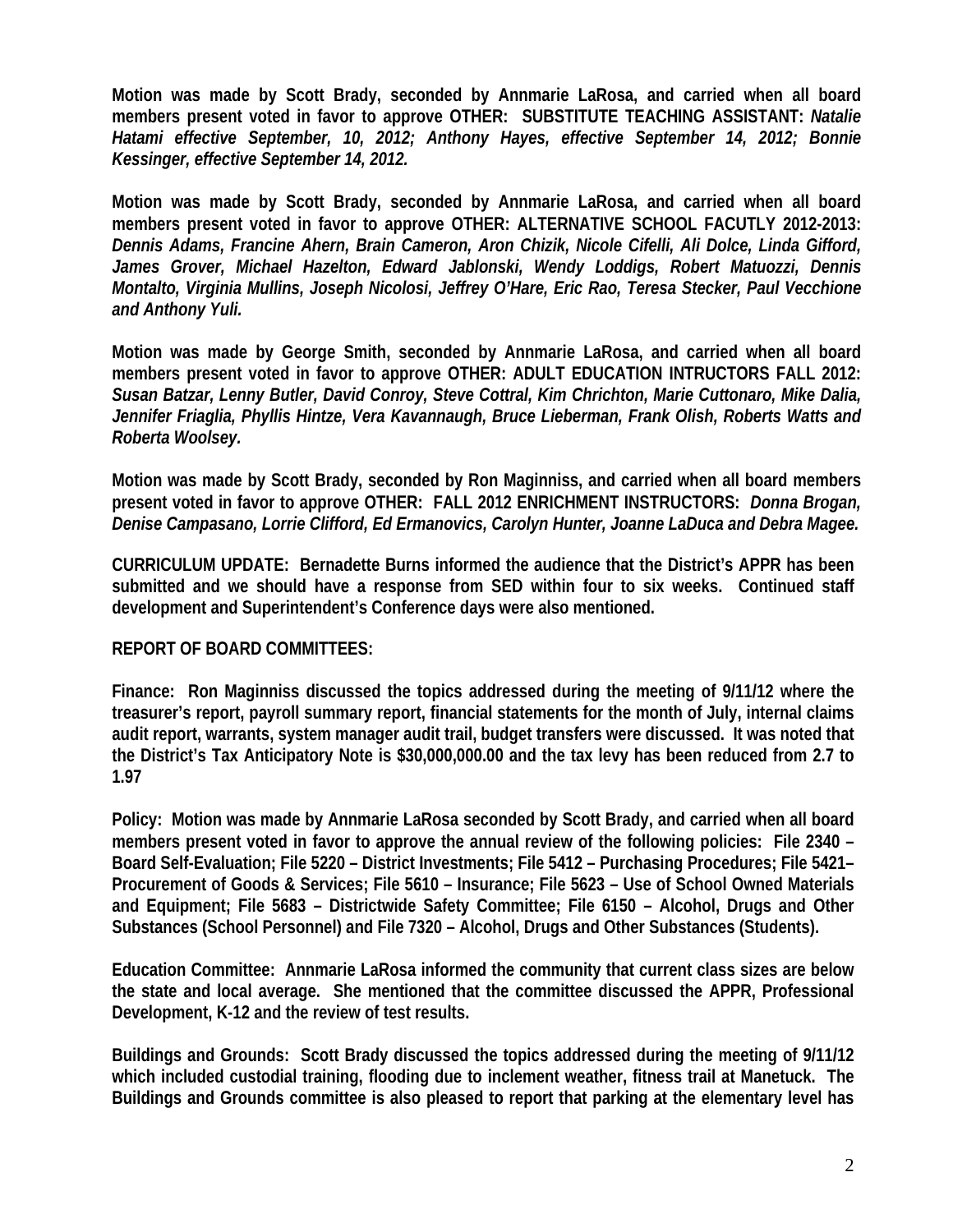**Motion was made by Scott Brady, seconded by Annmarie LaRosa, and carried when all board members present voted in favor to approve OTHER: SUBSTITUTE TEACHING ASSISTANT:** ***Natalie Hatami effective September, 10, 2012; Anthony Hayes, effective September 14, 2012; Bonnie Kessinger, effective September 14, 2012.***

**Motion was made by Scott Brady, seconded by Annmarie LaRosa, and carried when all board members present voted in favor to approve OTHER: ALTERNATIVE SCHOOL FACUTLY 2012-2013:** ***Dennis Adams, Francine Ahern, Brain Cameron, Aron Chizik, Nicole Cifelli, Ali Dolce, Linda Gifford, James Grover, Michael Hazelton, Edward Jablonski, Wendy Loddigs, Robert Matuozzi, Dennis Montalto, Virginia Mullins, Joseph Nicolosi, Jeffrey O'Hare, Eric Rao, Teresa Stecker, Paul Vecchione and Anthony Yuli.***

**Motion was made by George Smith, seconded by Annmarie LaRosa, and carried when all board members present voted in favor to approve OTHER: ADULT EDUCATION INTRUCTORS FALL 2012:** ***Susan Batzar, Lenny Butler, David Conroy, Steve Cottral, Kim Chrichton, Marie Cuttonaro, Mike Dalia, Jennifer Friaglia, Phyllis Hintze, Vera Kavannaugh, Bruce Lieberman, Frank Olish, Roberts Watts and Roberta Woolsey.***

**Motion was made by Scott Brady, seconded by Ron Maginniss, and carried when all board members present voted in favor to approve OTHER: FALL 2012 ENRICHMENT INSTRUCTORS:** ***Donna Brogan, Denise Campasano, Lorrie Clifford, Ed Ermanovics, Carolyn Hunter, Joanne LaDuca and Debra Magee.***

**CURRICULUM UPDATE: Bernadette Burns informed the audience that the District's APPR has been submitted and we should have a response from SED within four to six weeks. Continued staff development and Superintendent's Conference days were also mentioned.**

**REPORT OF BOARD COMMITTEES:**

**Finance: Ron Maginniss discussed the topics addressed during the meeting of 9/11/12 where the treasurer's report, payroll summary report, financial statements for the month of July, internal claims audit report, warrants, system manager audit trail, budget transfers were discussed. It was noted that the District's Tax Anticipatory Note is $30,000,000.00 and the tax levy has been reduced from 2.7 to 1.97**

**Policy: Motion was made by Annmarie LaRosa seconded by Scott Brady, and carried when all board members present voted in favor to approve the annual review of the following policies: File 2340 – Board Self-Evaluation; File 5220 – District Investments; File 5412 – Purchasing Procedures; File 5421– Procurement of Goods & Services; File 5610 – Insurance; File 5623 – Use of School Owned Materials and Equipment; File 5683 – Districtwide Safety Committee; File 6150 – Alcohol, Drugs and Other Substances (School Personnel) and File 7320 – Alcohol, Drugs and Other Substances (Students).**

**Education Committee: Annmarie LaRosa informed the community that current class sizes are below the state and local average. She mentioned that the committee discussed the APPR, Professional Development, K-12 and the review of test results.**

**Buildings and Grounds: Scott Brady discussed the topics addressed during the meeting of 9/11/12 which included custodial training, flooding due to inclement weather, fitness trail at Manetuck. The Buildings and Grounds committee is also pleased to report that parking at the elementary level has**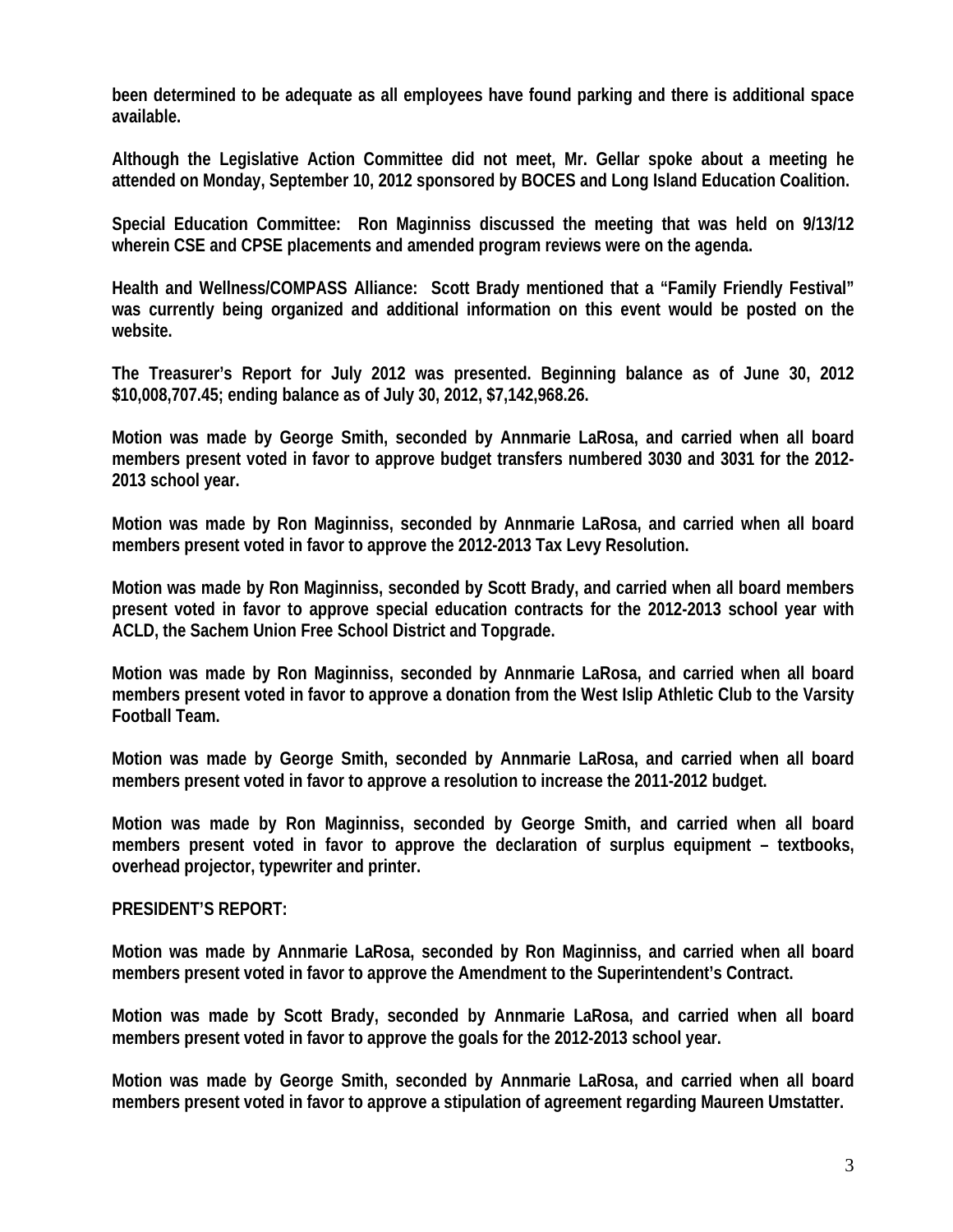**been determined to be adequate as all employees have found parking and there is additional space available.**

**Although the Legislative Action Committee did not meet, Mr. Gellar spoke about a meeting he attended on Monday, September 10, 2012 sponsored by BOCES and Long Island Education Coalition.**

**Special Education Committee: Ron Maginniss discussed the meeting that was held on 9/13/12 wherein CSE and CPSE placements and amended program reviews were on the agenda.**

**Health and Wellness/COMPASS Alliance: Scott Brady mentioned that a "Family Friendly Festival" was currently being organized and additional information on this event would be posted on the website.**

**The Treasurer's Report for July 2012 was presented. Beginning balance as of June 30, 2012 $10,008,707.45; ending balance as of July 30, 2012, $7,142,968.26.**

**Motion was made by George Smith, seconded by Annmarie LaRosa, and carried when all board members present voted in favor to approve budget transfers numbered 3030 and 3031 for the 2012-2013 school year.**

**Motion was made by Ron Maginniss, seconded by Annmarie LaRosa, and carried when all board members present voted in favor to approve the 2012-2013 Tax Levy Resolution.**

**Motion was made by Ron Maginniss, seconded by Scott Brady, and carried when all board members present voted in favor to approve special education contracts for the 2012-2013 school year with ACLD, the Sachem Union Free School District and Topgrade.**

**Motion was made by Ron Maginniss, seconded by Annmarie LaRosa, and carried when all board members present voted in favor to approve a donation from the West Islip Athletic Club to the Varsity Football Team.**

**Motion was made by George Smith, seconded by Annmarie LaRosa, and carried when all board members present voted in favor to approve a resolution to increase the 2011-2012 budget.**

**Motion was made by Ron Maginniss, seconded by George Smith, and carried when all board members present voted in favor to approve the declaration of surplus equipment – textbooks, overhead projector, typewriter and printer.**

**PRESIDENT'S REPORT:**

**Motion was made by Annmarie LaRosa, seconded by Ron Maginniss, and carried when all board members present voted in favor to approve the Amendment to the Superintendent's Contract.**

**Motion was made by Scott Brady, seconded by Annmarie LaRosa, and carried when all board members present voted in favor to approve the goals for the 2012-2013 school year.**

**Motion was made by George Smith, seconded by Annmarie LaRosa, and carried when all board members present voted in favor to approve a stipulation of agreement regarding Maureen Umstatter.**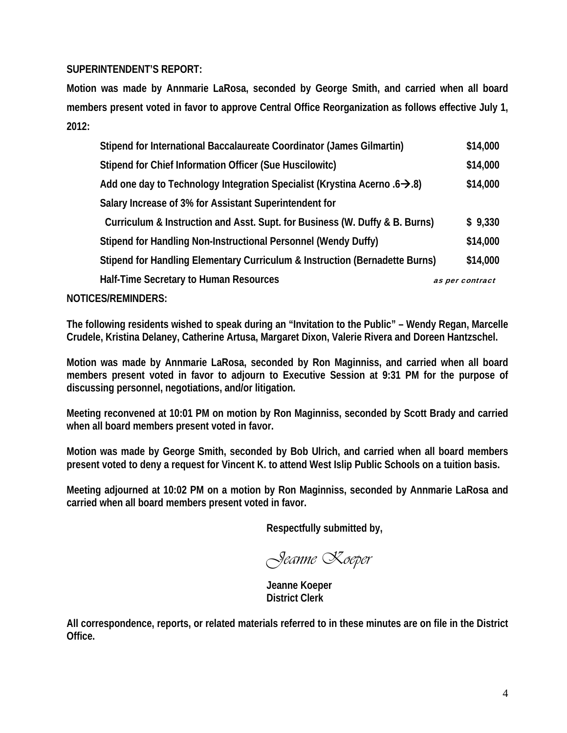**SUPERINTENDENT'S REPORT:**

**Motion was made by Annmarie LaRosa, seconded by George Smith, and carried when all board members present voted in favor to approve Central Office Reorganization as follows effective July 1, 2012:**

| | |
|---|---|
| **Stipend for International Baccalaureate Coordinator (James Gilmartin)** | **$14,000** |
| **Stipend for Chief Information Officer (Sue Huscilowitc)** | **$14,000** |
| **Add one day to Technology Integration Specialist (Krystina Acerno .6→.8)** | **$14,000** |
| **Salary Increase of 3% for Assistant Superintendent for Curriculum & Instruction and Asst. Supt. for Business (W. Duffy & B. Burns)** | **$ 9,330** |
| **Stipend for Handling Non-Instructional Personnel (Wendy Duffy)** | **$14,000** |
| **Stipend for Handling Elementary Curriculum & Instruction (Bernadette Burns)** | **$14,000** |
| **Half-Time Secretary to Human Resources** | ***as per contract*** |

**NOTICES/REMINDERS:**

**The following residents wished to speak during an "Invitation to the Public" – Wendy Regan, Marcelle Crudele, Kristina Delaney, Catherine Artusa, Margaret Dixon, Valerie Rivera and Doreen Hantzschel.**

**Motion was made by Annmarie LaRosa, seconded by Ron Maginniss, and carried when all board members present voted in favor to adjourn to Executive Session at 9:31 PM for the purpose of discussing personnel, negotiations, and/or litigation.**

**Meeting reconvened at 10:01 PM on motion by Ron Maginniss, seconded by Scott Brady and carried when all board members present voted in favor.**

**Motion was made by George Smith, seconded by Bob Ulrich, and carried when all board members present voted to deny a request for Vincent K. to attend West Islip Public Schools on a tuition basis.**

**Meeting adjourned at 10:02 PM on a motion by Ron Maginniss, seconded by Annmarie LaRosa and carried when all board members present voted in favor.**

**Respectfully submitted by,**

*Jeanne Koeper*

**Jeanne Koeper**
**District Clerk**

**All correspondence, reports, or related materials referred to in these minutes are on file in the District Office.**